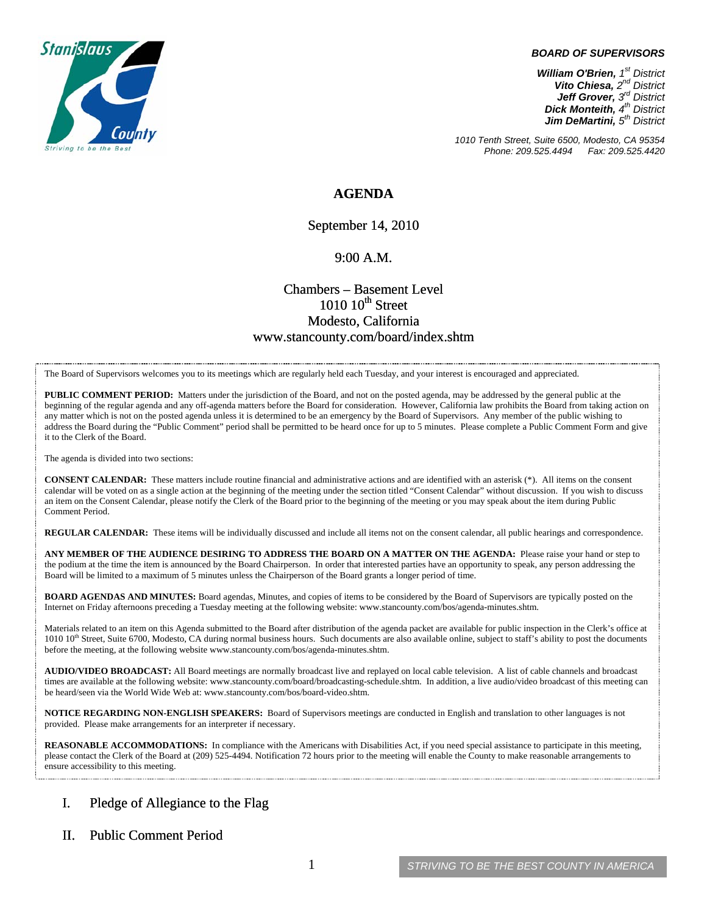Stanislaus County
Striving to be the Best

***BOARD OF SUPERVISORS***

***William O'Brien,** 1st District*
***Vito Chiesa,** 2nd District*
***Jeff Grover,** 3rd District*
***Dick Monteith,** 4th District*
***Jim DeMartini,** 5th District*

*1010 Tenth Street, Suite 6500, Modesto, CA 95354*
*Phone: 209.525.4494 Fax: 209.525.4420*

# AGENDA

September 14, 2010

9:00 A.M.

Chambers – Basement Level
1010 10th Street
Modesto, California
www.stancounty.com/board/index.shtm

The Board of Supervisors welcomes you to its meetings which are regularly held each Tuesday, and your interest is encouraged and appreciated.

**PUBLIC COMMENT PERIOD:** Matters under the jurisdiction of the Board, and not on the posted agenda, may be addressed by the general public at the beginning of the regular agenda and any off-agenda matters before the Board for consideration. However, California law prohibits the Board from taking action on any matter which is not on the posted agenda unless it is determined to be an emergency by the Board of Supervisors. Any member of the public wishing to address the Board during the "Public Comment" period shall be permitted to be heard once for up to 5 minutes. Please complete a Public Comment Form and give it to the Clerk of the Board.

The agenda is divided into two sections:

**CONSENT CALENDAR:** These matters include routine financial and administrative actions and are identified with an asterisk (*). All items on the consent calendar will be voted on as a single action at the beginning of the meeting under the section titled "Consent Calendar" without discussion. If you wish to discuss an item on the Consent Calendar, please notify the Clerk of the Board prior to the beginning of the meeting or you may speak about the item during Public Comment Period.

**REGULAR CALENDAR:** These items will be individually discussed and include all items not on the consent calendar, all public hearings and correspondence.

**ANY MEMBER OF THE AUDIENCE DESIRING TO ADDRESS THE BOARD ON A MATTER ON THE AGENDA:** Please raise your hand or step to the podium at the time the item is announced by the Board Chairperson. In order that interested parties have an opportunity to speak, any person addressing the Board will be limited to a maximum of 5 minutes unless the Chairperson of the Board grants a longer period of time.

**BOARD AGENDAS AND MINUTES:** Board agendas, Minutes, and copies of items to be considered by the Board of Supervisors are typically posted on the Internet on Friday afternoons preceding a Tuesday meeting at the following website: www.stancounty.com/bos/agenda-minutes.shtm.

Materials related to an item on this Agenda submitted to the Board after distribution of the agenda packet are available for public inspection in the Clerk's office at 1010 10th Street, Suite 6700, Modesto, CA during normal business hours. Such documents are also available online, subject to staff's ability to post the documents before the meeting, at the following website www.stancounty.com/bos/agenda-minutes.shtm.

**AUDIO/VIDEO BROADCAST:** All Board meetings are normally broadcast live and replayed on local cable television. A list of cable channels and broadcast times are available at the following website: www.stancounty.com/board/broadcasting-schedule.shtm. In addition, a live audio/video broadcast of this meeting can be heard/seen via the World Wide Web at: www.stancounty.com/bos/board-video.shtm.

**NOTICE REGARDING NON-ENGLISH SPEAKERS:** Board of Supervisors meetings are conducted in English and translation to other languages is not provided. Please make arrangements for an interpreter if necessary.

**REASONABLE ACCOMMODATIONS:** In compliance with the Americans with Disabilities Act, if you need special assistance to participate in this meeting, please contact the Clerk of the Board at (209) 525-4494. Notification 72 hours prior to the meeting will enable the County to make reasonable arrangements to ensure accessibility to this meeting.

## I. Pledge of Allegiance to the Flag

## II. Public Comment Period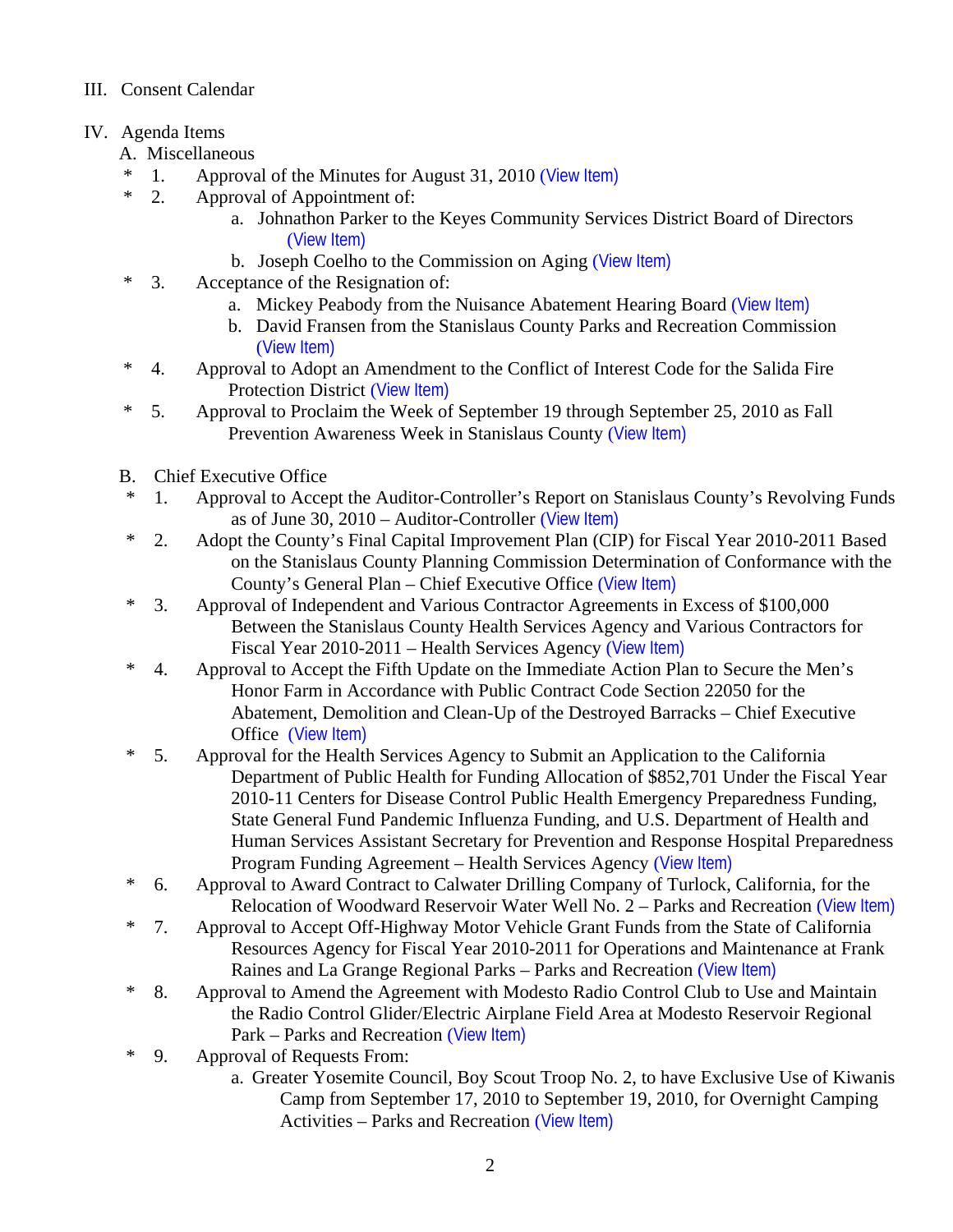III. Consent Calendar

IV. Agenda Items

A. Miscellaneous

\* 1. Approval of the Minutes for August 31, 2010 (View Item)

\* 2. Approval of Appointment of:

a. Johnathon Parker to the Keyes Community Services District Board of Directors (View Item)

b. Joseph Coelho to the Commission on Aging (View Item)

\* 3. Acceptance of the Resignation of:

a. Mickey Peabody from the Nuisance Abatement Hearing Board (View Item)

b. David Fransen from the Stanislaus County Parks and Recreation Commission (View Item)

\* 4. Approval to Adopt an Amendment to the Conflict of Interest Code for the Salida Fire Protection District (View Item)

\* 5. Approval to Proclaim the Week of September 19 through September 25, 2010 as Fall Prevention Awareness Week in Stanislaus County (View Item)

B. Chief Executive Office

\* 1. Approval to Accept the Auditor-Controller's Report on Stanislaus County's Revolving Funds as of June 30, 2010 – Auditor-Controller (View Item)

\* 2. Adopt the County's Final Capital Improvement Plan (CIP) for Fiscal Year 2010-2011 Based on the Stanislaus County Planning Commission Determination of Conformance with the County's General Plan – Chief Executive Office (View Item)

\* 3. Approval of Independent and Various Contractor Agreements in Excess of $100,000 Between the Stanislaus County Health Services Agency and Various Contractors for Fiscal Year 2010-2011 – Health Services Agency (View Item)

\* 4. Approval to Accept the Fifth Update on the Immediate Action Plan to Secure the Men's Honor Farm in Accordance with Public Contract Code Section 22050 for the Abatement, Demolition and Clean-Up of the Destroyed Barracks – Chief Executive Office (View Item)

\* 5. Approval for the Health Services Agency to Submit an Application to the California Department of Public Health for Funding Allocation of $852,701 Under the Fiscal Year 2010-11 Centers for Disease Control Public Health Emergency Preparedness Funding, State General Fund Pandemic Influenza Funding, and U.S. Department of Health and Human Services Assistant Secretary for Prevention and Response Hospital Preparedness Program Funding Agreement – Health Services Agency (View Item)

\* 6. Approval to Award Contract to Calwater Drilling Company of Turlock, California, for the Relocation of Woodward Reservoir Water Well No. 2 – Parks and Recreation (View Item)

\* 7. Approval to Accept Off-Highway Motor Vehicle Grant Funds from the State of California Resources Agency for Fiscal Year 2010-2011 for Operations and Maintenance at Frank Raines and La Grange Regional Parks – Parks and Recreation (View Item)

\* 8. Approval to Amend the Agreement with Modesto Radio Control Club to Use and Maintain the Radio Control Glider/Electric Airplane Field Area at Modesto Reservoir Regional Park – Parks and Recreation (View Item)

\* 9. Approval of Requests From:

a. Greater Yosemite Council, Boy Scout Troop No. 2, to have Exclusive Use of Kiwanis Camp from September 17, 2010 to September 19, 2010, for Overnight Camping Activities – Parks and Recreation (View Item)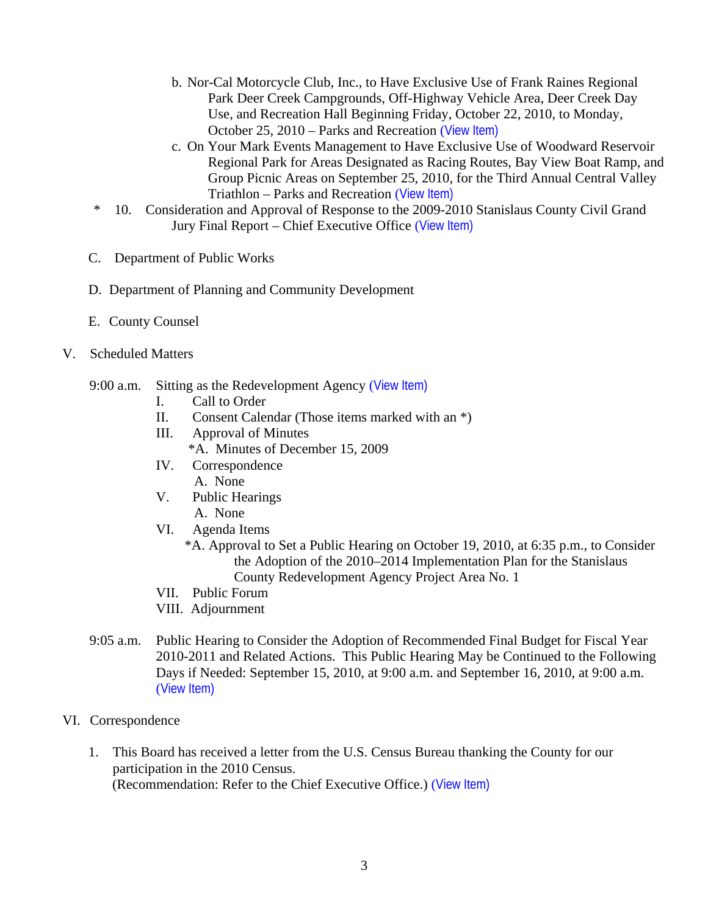b. Nor-Cal Motorcycle Club, Inc., to Have Exclusive Use of Frank Raines Regional Park Deer Creek Campgrounds, Off-Highway Vehicle Area, Deer Creek Day Use, and Recreation Hall Beginning Friday, October 22, 2010, to Monday, October 25, 2010 – Parks and Recreation (View Item)

c. On Your Mark Events Management to Have Exclusive Use of Woodward Reservoir Regional Park for Areas Designated as Racing Routes, Bay View Boat Ramp, and Group Picnic Areas on September 25, 2010, for the Third Annual Central Valley Triathlon – Parks and Recreation (View Item)

\* 10. Consideration and Approval of Response to the 2009-2010 Stanislaus County Civil Grand Jury Final Report – Chief Executive Office (View Item)

C. Department of Public Works

D. Department of Planning and Community Development

E. County Counsel

V. Scheduled Matters

9:00 a.m. Sitting as the Redevelopment Agency (View Item)

- I. Call to Order
- II. Consent Calendar (Those items marked with an *)
- III. Approval of Minutes
  - *A. Minutes of December 15, 2009
- IV. Correspondence
  - A. None
- V. Public Hearings
  - A. None
- VI. Agenda Items
  - *A. Approval to Set a Public Hearing on October 19, 2010, at 6:35 p.m., to Consider the Adoption of the 2010–2014 Implementation Plan for the Stanislaus County Redevelopment Agency Project Area No. 1
- VII. Public Forum
- VIII. Adjournment

9:05 a.m. Public Hearing to Consider the Adoption of Recommended Final Budget for Fiscal Year 2010-2011 and Related Actions. This Public Hearing May be Continued to the Following Days if Needed: September 15, 2010, at 9:00 a.m. and September 16, 2010, at 9:00 a.m. (View Item)

VI. Correspondence

1. This Board has received a letter from the U.S. Census Bureau thanking the County for our participation in the 2010 Census.
   (Recommendation: Refer to the Chief Executive Office.) (View Item)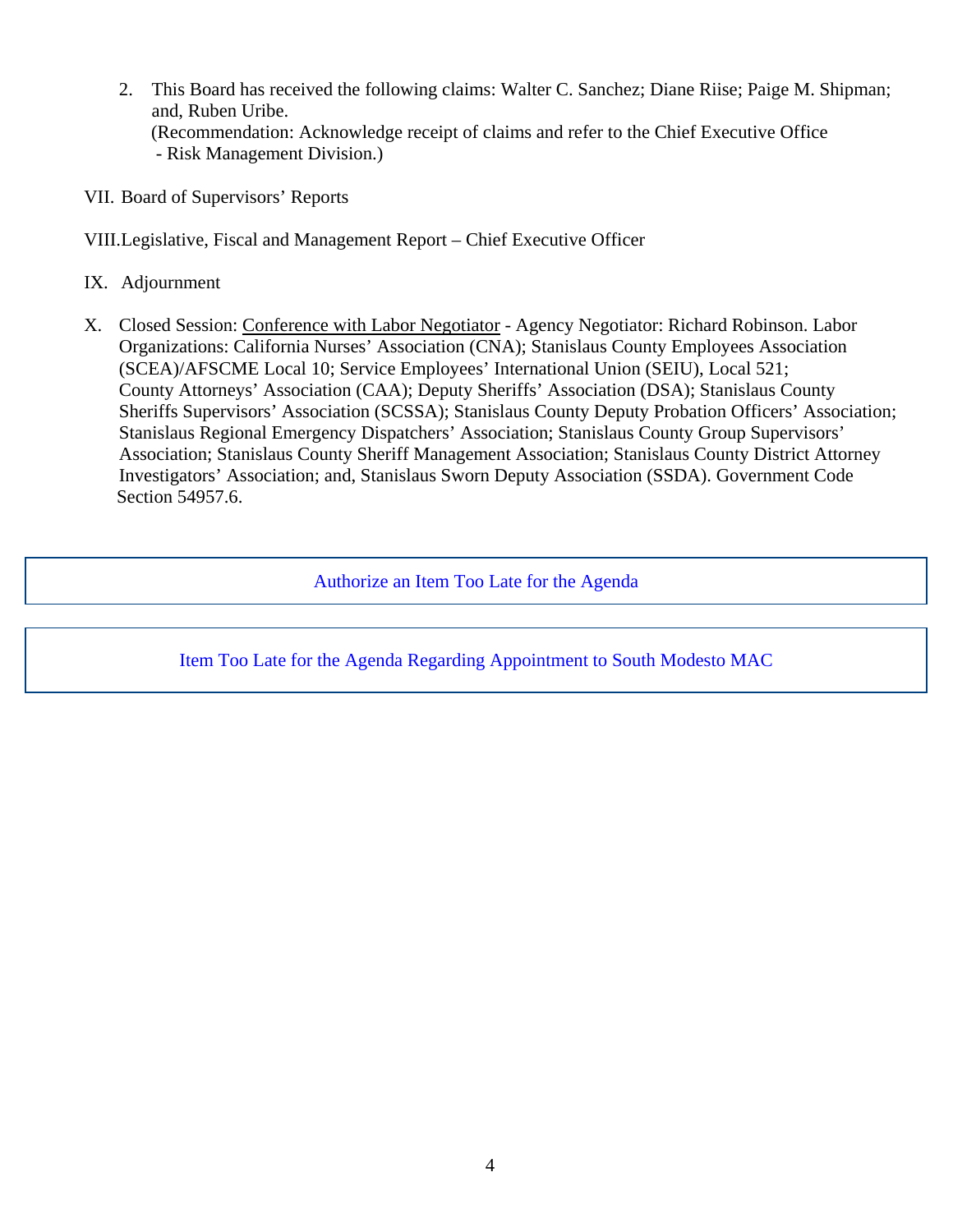2. This Board has received the following claims: Walter C. Sanchez; Diane Riise; Paige M. Shipman; and, Ruben Uribe.
   (Recommendation: Acknowledge receipt of claims and refer to the Chief Executive Office - Risk Management Division.)

VII. Board of Supervisors' Reports

VIII. Legislative, Fiscal and Management Report – Chief Executive Officer

IX. Adjournment

X. Closed Session: Conference with Labor Negotiator - Agency Negotiator: Richard Robinson. Labor Organizations: California Nurses' Association (CNA); Stanislaus County Employees Association (SCEA)/AFSCME Local 10; Service Employees' International Union (SEIU), Local 521; County Attorneys' Association (CAA); Deputy Sheriffs' Association (DSA); Stanislaus County Sheriffs Supervisors' Association (SCSSA); Stanislaus County Deputy Probation Officers' Association; Stanislaus Regional Emergency Dispatchers' Association; Stanislaus County Group Supervisors' Association; Stanislaus County Sheriff Management Association; Stanislaus County District Attorney Investigators' Association; and, Stanislaus Sworn Deputy Association (SSDA). Government Code Section 54957.6.

Authorize an Item Too Late for the Agenda

Item Too Late for the Agenda Regarding Appointment to South Modesto MAC